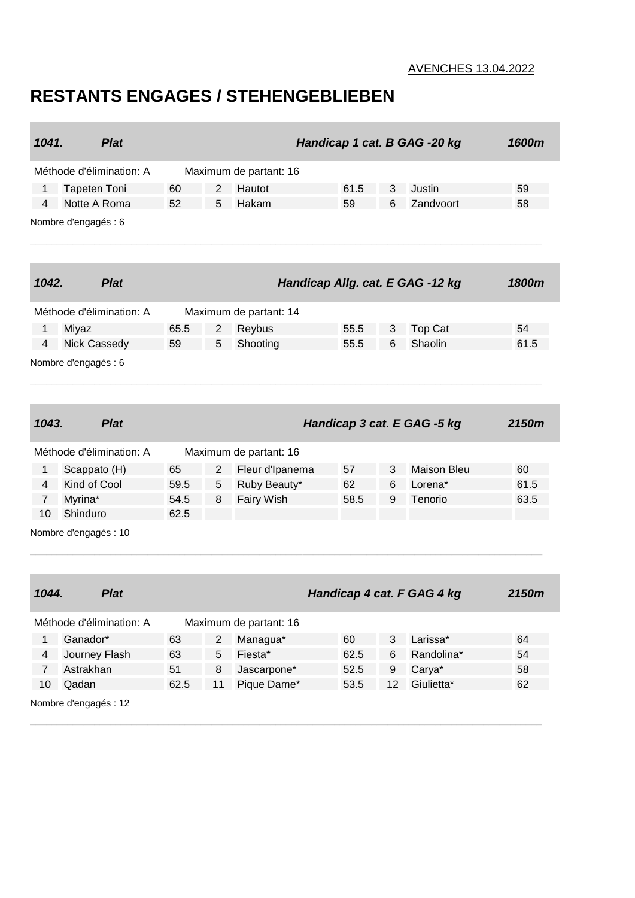AVENCHES 13.04.2022

# RESTANTS ENGAGES / STEHENGEBLIEBEN

| *1041.* | *Plat* | | | *Handicap 1 cat. B GAG -20 kg* | | | | *1600m* |
|---|---|---|---|---|---|---|---|---|
| Méthode d'élimination: A | | | Maximum de partant: 16 | | | | | |
| 1 | Tapeten Toni | 60 | 2 | Hautot | 61.5 | 3 | Justin | 59 |
| 4 | Notte A Roma | 52 | 5 | Hakam | 59 | 6 | Zandvoort | 58 |

Nombre d'engagés : 6

| *1042.* | *Plat* | | | *Handicap Allg. cat. E GAG -12 kg* | | | | *1800m* |
|---|---|---|---|---|---|---|---|---|
| Méthode d'élimination: A | | | Maximum de partant: 14 | | | | | |
| 1 | Miyaz | 65.5 | 2 | Reybus | 55.5 | 3 | Top Cat | 54 |
| 4 | Nick Cassedy | 59 | 5 | Shooting | 55.5 | 6 | Shaolin | 61.5 |

Nombre d'engagés : 6

| *1043.* | *Plat* | | | *Handicap 3 cat. E GAG -5 kg* | | | | *2150m* |
|---|---|---|---|---|---|---|---|---|
| Méthode d'élimination: A | | | Maximum de partant: 16 | | | | | |
| 1 | Scappato (H) | 65 | 2 | Fleur d'Ipanema | 57 | 3 | Maison Bleu | 60 |
| 4 | Kind of Cool | 59.5 | 5 | Ruby Beauty* | 62 | 6 | Lorena* | 61.5 |
| 7 | Myrina* | 54.5 | 8 | Fairy Wish | 58.5 | 9 | Tenorio | 63.5 |
| 10 | Shinduro | 62.5 | | | | | | |

Nombre d'engagés : 10

| *1044.* | *Plat* | | | *Handicap 4 cat. F GAG 4 kg* | | | | *2150m* |
|---|---|---|---|---|---|---|---|---|
| Méthode d'élimination: A | | | Maximum de partant: 16 | | | | | |
| 1 | Ganador* | 63 | 2 | Managua* | 60 | 3 | Larissa* | 64 |
| 4 | Journey Flash | 63 | 5 | Fiesta* | 62.5 | 6 | Randolina* | 54 |
| 7 | Astrakhan | 51 | 8 | Jascarpone* | 52.5 | 9 | Carya* | 58 |
| 10 | Qadan | 62.5 | 11 | Pique Dame* | 53.5 | 12 | Giulietta* | 62 |

Nombre d'engagés : 12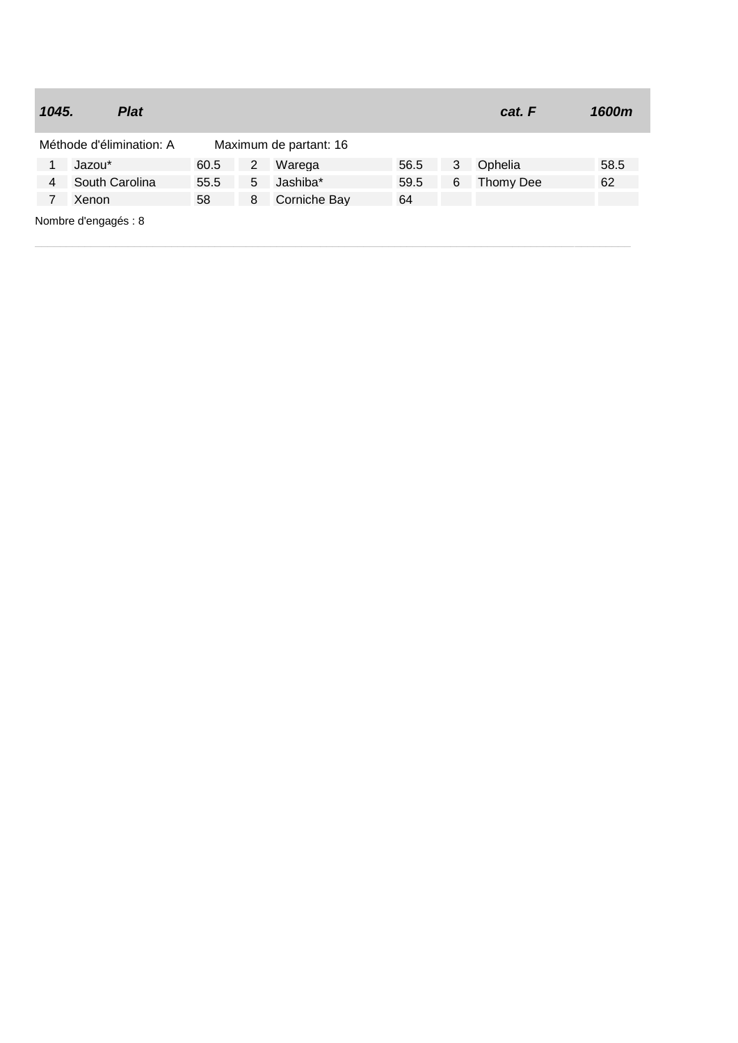**1045. Plat cat. F 1600m**

Méthode d'élimination: A Maximum de partant: 16

| | | | | | | | | |
|---|---|---|---|---|---|---|---|---|
| 1 | Jazou* | 60.5 | 2 | Warega | 56.5 | 3 | Ophelia | 58.5 |
| 4 | South Carolina | 55.5 | 5 | Jashiba* | 59.5 | 6 | Thomy Dee | 62 |
| 7 | Xenon | 58 | 8 | Corniche Bay | 64 | | | |

Nombre d'engagés : 8